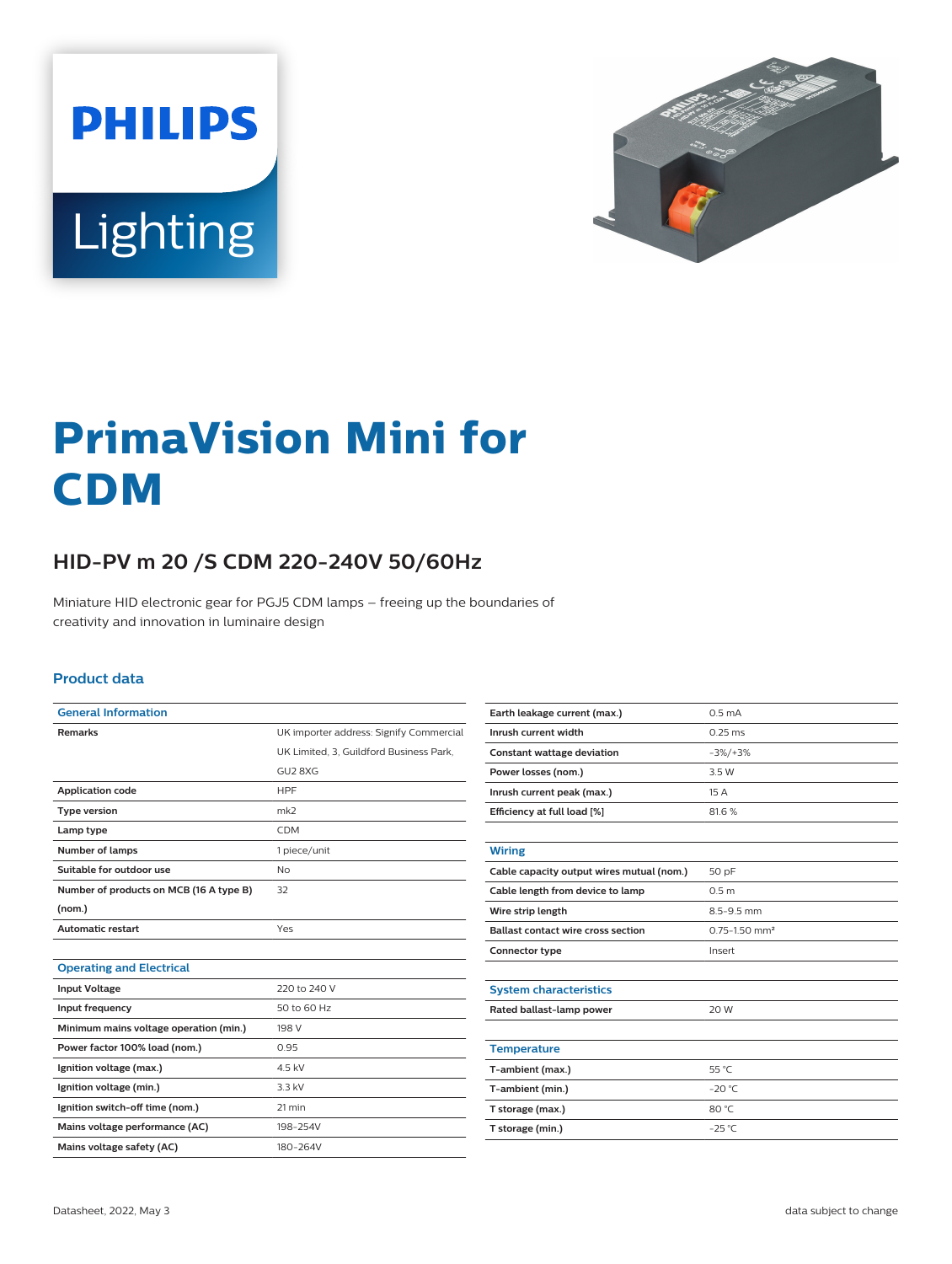# PrimaVision Mini for CDM

## HID-PV m 20 /S CDM 220-240V 50/60Hz

Miniature HID electronic gear for PGJ5 CDM lamps – freeing up the boundaries of creativity and innovation in luminaire design

### Product data

| General Information | |
|---|---|
| Remarks | UK importer address: Signify Commercial UK Limited, 3, Guildford Business Park, GU2 8XG |
| Application code | HPF |
| Type version | mk2 |
| Lamp type | CDM |
| Number of lamps | 1 piece/unit |
| Suitable for outdoor use | No |
| Number of products on MCB (16 A type B) (nom.) | 32 |
| Automatic restart | Yes |

| Operating and Electrical | |
|---|---|
| Input Voltage | 220 to 240 V |
| Input frequency | 50 to 60 Hz |
| Minimum mains voltage operation (min.) | 198 V |
| Power factor 100% load (nom.) | 0.95 |
| Ignition voltage (max.) | 4.5 kV |
| Ignition voltage (min.) | 3.3 kV |
| Ignition switch-off time (nom.) | 21 min |
| Mains voltage performance (AC) | 198-254V |
| Mains voltage safety (AC) | 180-264V |
| Earth leakage current (max.) | 0.5 mA |
| Inrush current width | 0.25 ms |
| Constant wattage deviation | -3%/+3% |
| Power losses (nom.) | 3.5 W |
| Inrush current peak (max.) | 15 A |
| Efficiency at full load [%] | 81.6 % |

| Wiring | |
|---|---|
| Cable capacity output wires mutual (nom.) | 50 pF |
| Cable length from device to lamp | 0.5 m |
| Wire strip length | 8.5-9.5 mm |
| Ballast contact wire cross section | 0.75-1.50 mm² |
| Connector type | Insert |

| System characteristics | |
|---|---|
| Rated ballast-lamp power | 20 W |

| Temperature | |
|---|---|
| T-ambient (max.) | 55 °C |
| T-ambient (min.) | -20 °C |
| T storage (max.) | 80 °C |
| T storage (min.) | -25 °C |

Datasheet, 2022, May 3

data subject to change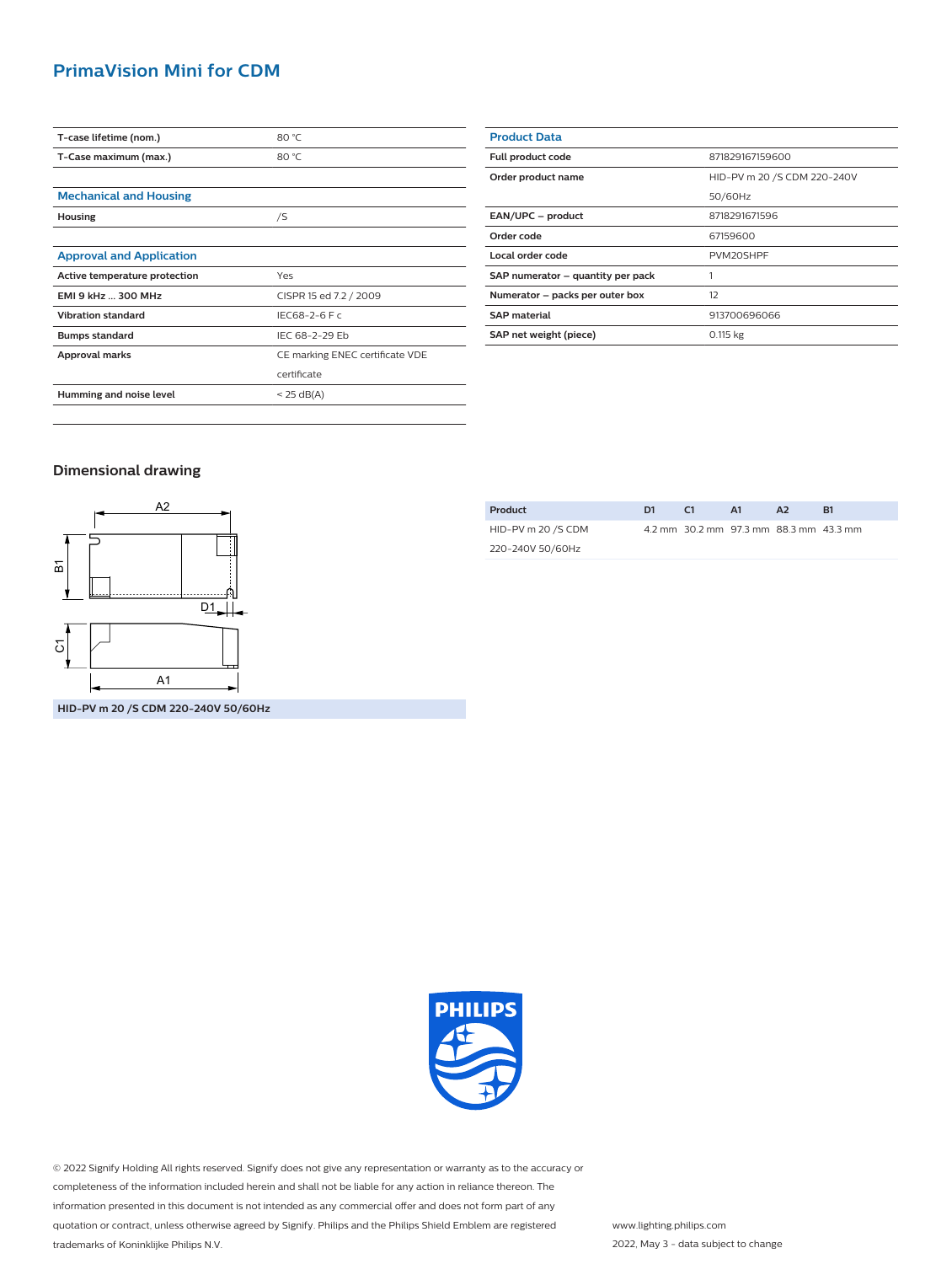# PrimaVision Mini for CDM

| | |
|---|---|
| T-case lifetime (nom.) | 80 °C |
| T-Case maximum (max.) | 80 °C |

## Mechanical and Housing

| | |
|---|---|
| Housing | /S |

## Approval and Application

| | |
|---|---|
| Active temperature protection | Yes |
| EMI 9 kHz ... 300 MHz | CISPR 15 ed 7.2 / 2009 |
| Vibration standard | IEC68-2-6 F c |
| Bumps standard | IEC 68-2-29 Eb |
| Approval marks | CE marking ENEC certificate VDE certificate |
| Humming and noise level | < 25 dB(A) |

## Product Data

| | |
|---|---|
| Full product code | 871829167159600 |
| Order product name | HID-PV m 20 /S CDM 220-240V 50/60Hz |
| EAN/UPC – product | 8718291671596 |
| Order code | 67159600 |
| Local order code | PVM20SHPF |
| SAP numerator – quantity per pack | 1 |
| Numerator – packs per outer box | 12 |
| SAP material | 913700696066 |
| SAP net weight (piece) | 0.115 kg |

## Dimensional drawing

A2

B1

D1

C1

A1

HID-PV m 20 /S CDM 220-240V 50/60Hz

| Product | D1 | C1 | A1 | A2 | B1 |
|---|---|---|---|---|---|
| HID-PV m 20 /S CDM 220-240V 50/60Hz | 4.2 mm | 30.2 mm | 97.3 mm | 88.3 mm | 43.3 mm |

© 2022 Signify Holding All rights reserved. Signify does not give any representation or warranty as to the accuracy or completeness of the information included herein and shall not be liable for any action in reliance thereon. The information presented in this document is not intended as any commercial offer and does not form part of any quotation or contract, unless otherwise agreed by Signify. Philips and the Philips Shield Emblem are registered trademarks of Koninklijke Philips N.V.

www.lighting.philips.com

2022, May 3 - data subject to change